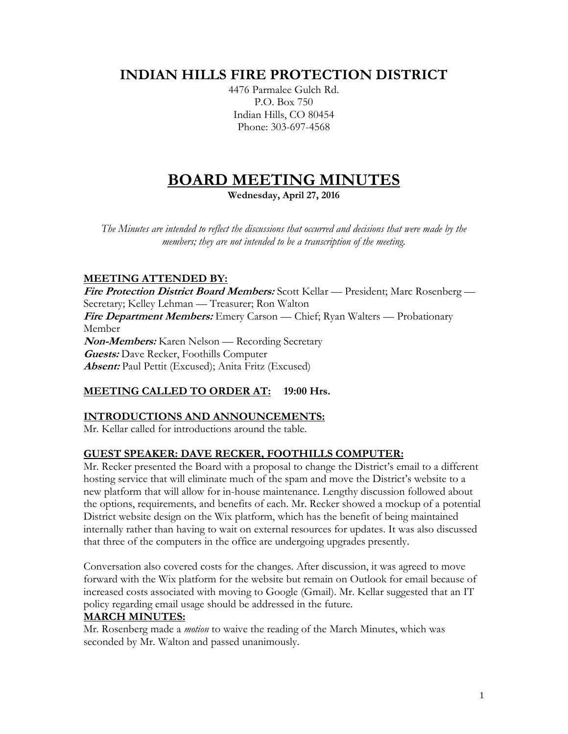# INDIAN HILLS FIRE PROTECTION DISTRICT

4476 Parmalee Gulch Rd.
P.O. Box 750
Indian Hills, CO 80454
Phone: 303-697-4568

# BOARD MEETING MINUTES

**Wednesday, April 27, 2016**

*The Minutes are intended to reflect the discussions that occurred and decisions that were made by the members; they are not intended to be a transcription of the meeting.*

## MEETING ATTENDED BY:

***Fire Protection District Board Members:*** Scott Kellar — President; Marc Rosenberg — Secretary; Kelley Lehman — Treasurer; Ron Walton
***Fire Department Members:*** Emery Carson — Chief; Ryan Walters — Probationary Member
***Non-Members:*** Karen Nelson — Recording Secretary
***Guests:*** Dave Recker, Foothills Computer
***Absent:*** Paul Pettit (Excused); Anita Fritz (Excused)

## MEETING CALLED TO ORDER AT: 19:00 Hrs.

## INTRODUCTIONS AND ANNOUNCEMENTS:

Mr. Kellar called for introductions around the table.

## GUEST SPEAKER: DAVE RECKER, FOOTHILLS COMPUTER:

Mr. Recker presented the Board with a proposal to change the District's email to a different hosting service that will eliminate much of the spam and move the District's website to a new platform that will allow for in-house maintenance. Lengthy discussion followed about the options, requirements, and benefits of each. Mr. Recker showed a mockup of a potential District website design on the Wix platform, which has the benefit of being maintained internally rather than having to wait on external resources for updates. It was also discussed that three of the computers in the office are undergoing upgrades presently.

Conversation also covered costs for the changes. After discussion, it was agreed to move forward with the Wix platform for the website but remain on Outlook for email because of increased costs associated with moving to Google (Gmail). Mr. Kellar suggested that an IT policy regarding email usage should be addressed in the future.

## MARCH MINUTES:

Mr. Rosenberg made a *motion* to waive the reading of the March Minutes, which was seconded by Mr. Walton and passed unanimously.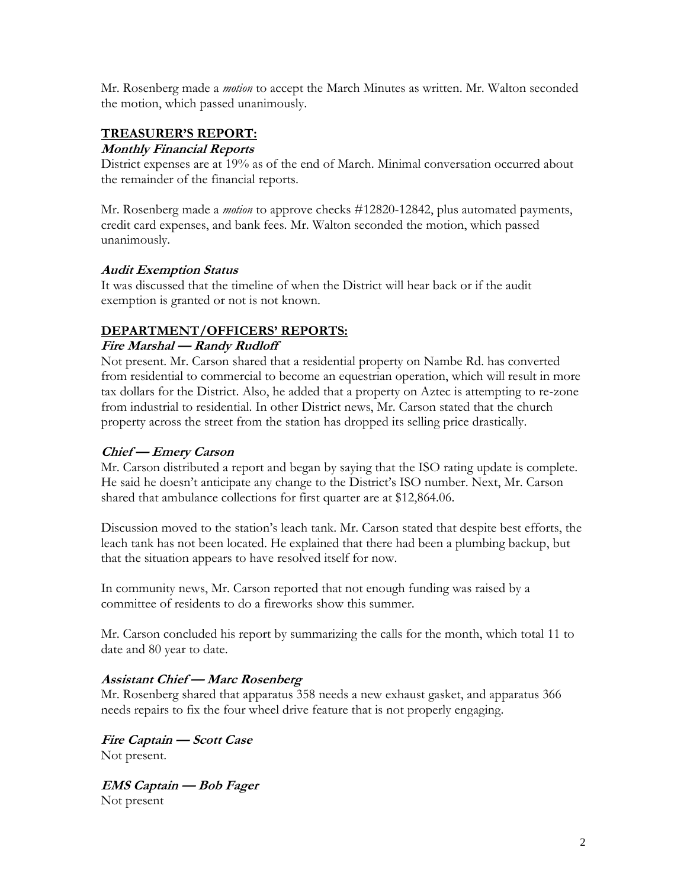Mr. Rosenberg made a *motion* to accept the March Minutes as written. Mr. Walton seconded the motion, which passed unanimously.

## TREASURER'S REPORT:

### *Monthly Financial Reports*

District expenses are at 19% as of the end of March. Minimal conversation occurred about the remainder of the financial reports.

Mr. Rosenberg made a *motion* to approve checks #12820-12842, plus automated payments, credit card expenses, and bank fees. Mr. Walton seconded the motion, which passed unanimously.

### *Audit Exemption Status*

It was discussed that the timeline of when the District will hear back or if the audit exemption is granted or not is not known.

## DEPARTMENT/OFFICERS' REPORTS:

### *Fire Marshal — Randy Rudloff*

Not present. Mr. Carson shared that a residential property on Nambe Rd. has converted from residential to commercial to become an equestrian operation, which will result in more tax dollars for the District. Also, he added that a property on Aztec is attempting to re-zone from industrial to residential. In other District news, Mr. Carson stated that the church property across the street from the station has dropped its selling price drastically.

### *Chief — Emery Carson*

Mr. Carson distributed a report and began by saying that the ISO rating update is complete. He said he doesn't anticipate any change to the District's ISO number. Next, Mr. Carson shared that ambulance collections for first quarter are at $12,864.06.

Discussion moved to the station's leach tank. Mr. Carson stated that despite best efforts, the leach tank has not been located. He explained that there had been a plumbing backup, but that the situation appears to have resolved itself for now.

In community news, Mr. Carson reported that not enough funding was raised by a committee of residents to do a fireworks show this summer.

Mr. Carson concluded his report by summarizing the calls for the month, which total 11 to date and 80 year to date.

### *Assistant Chief — Marc Rosenberg*

Mr. Rosenberg shared that apparatus 358 needs a new exhaust gasket, and apparatus 366 needs repairs to fix the four wheel drive feature that is not properly engaging.

### *Fire Captain — Scott Case*

Not present.

### *EMS Captain — Bob Fager*

Not present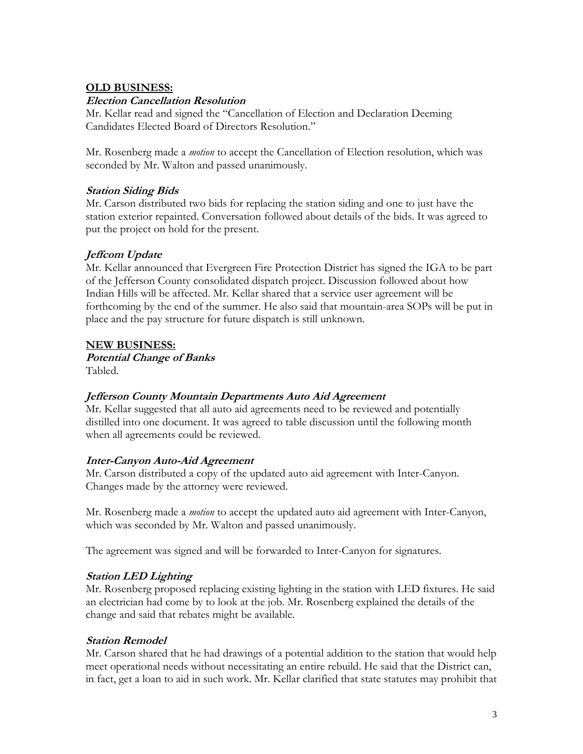**OLD BUSINESS:**

***Election Cancellation Resolution***

Mr. Kellar read and signed the "Cancellation of Election and Declaration Deeming Candidates Elected Board of Directors Resolution."

Mr. Rosenberg made a *motion* to accept the Cancellation of Election resolution, which was seconded by Mr. Walton and passed unanimously.

***Station Siding Bids***

Mr. Carson distributed two bids for replacing the station siding and one to just have the station exterior repainted. Conversation followed about details of the bids. It was agreed to put the project on hold for the present.

***Jeffcom Update***

Mr. Kellar announced that Evergreen Fire Protection District has signed the IGA to be part of the Jefferson County consolidated dispatch project. Discussion followed about how Indian Hills will be affected. Mr. Kellar shared that a service user agreement will be forthcoming by the end of the summer. He also said that mountain-area SOPs will be put in place and the pay structure for future dispatch is still unknown.

**NEW BUSINESS:**

***Potential Change of Banks***

Tabled.

***Jefferson County Mountain Departments Auto Aid Agreement***

Mr. Kellar suggested that all auto aid agreements need to be reviewed and potentially distilled into one document. It was agreed to table discussion until the following month when all agreements could be reviewed.

***Inter-Canyon Auto-Aid Agreement***

Mr. Carson distributed a copy of the updated auto aid agreement with Inter-Canyon. Changes made by the attorney were reviewed.

Mr. Rosenberg made a *motion* to accept the updated auto aid agreement with Inter-Canyon, which was seconded by Mr. Walton and passed unanimously.

The agreement was signed and will be forwarded to Inter-Canyon for signatures.

***Station LED Lighting***

Mr. Rosenberg proposed replacing existing lighting in the station with LED fixtures. He said an electrician had come by to look at the job. Mr. Rosenberg explained the details of the change and said that rebates might be available.

***Station Remodel***

Mr. Carson shared that he had drawings of a potential addition to the station that would help meet operational needs without necessitating an entire rebuild. He said that the District can, in fact, get a loan to aid in such work. Mr. Kellar clarified that state statutes may prohibit that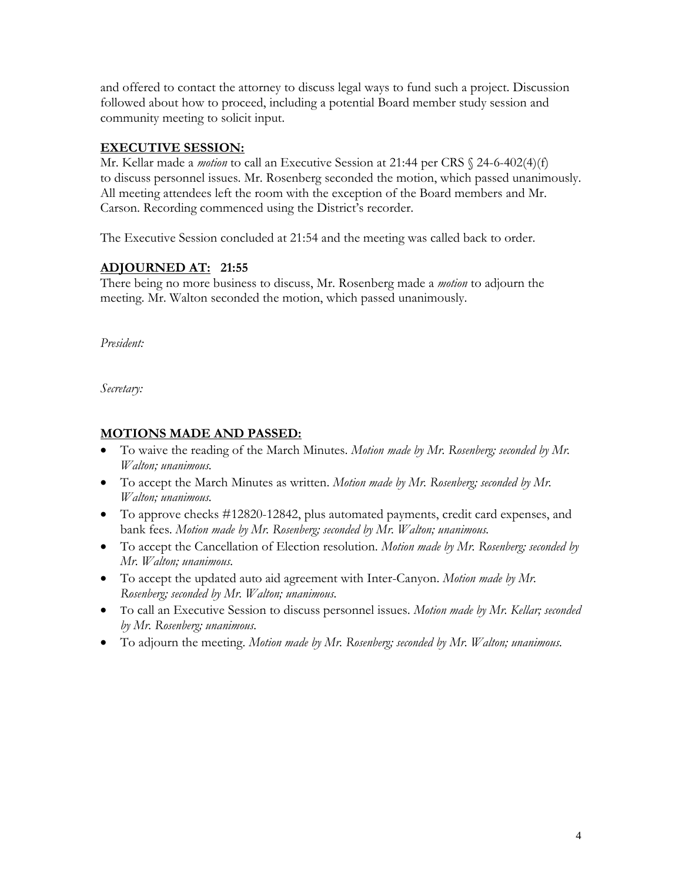and offered to contact the attorney to discuss legal ways to fund such a project. Discussion followed about how to proceed, including a potential Board member study session and community meeting to solicit input.

## EXECUTIVE SESSION:

Mr. Kellar made a *motion* to call an Executive Session at 21:44 per CRS § 24-6-402(4)(f) to discuss personnel issues. Mr. Rosenberg seconded the motion, which passed unanimously. All meeting attendees left the room with the exception of the Board members and Mr. Carson. Recording commenced using the District's recorder.

The Executive Session concluded at 21:54 and the meeting was called back to order.

## ADJOURNED AT: 21:55

There being no more business to discuss, Mr. Rosenberg made a *motion* to adjourn the meeting. Mr. Walton seconded the motion, which passed unanimously.

*President:*

*Secretary:*

## MOTIONS MADE AND PASSED:

- To waive the reading of the March Minutes. *Motion made by Mr. Rosenberg; seconded by Mr. Walton; unanimous.*
- To accept the March Minutes as written. *Motion made by Mr. Rosenberg; seconded by Mr. Walton; unanimous.*
- To approve checks #12820-12842, plus automated payments, credit card expenses, and bank fees. *Motion made by Mr. Rosenberg; seconded by Mr. Walton; unanimous.*
- To accept the Cancellation of Election resolution. *Motion made by Mr. Rosenberg; seconded by Mr. Walton; unanimous.*
- To accept the updated auto aid agreement with Inter-Canyon. *Motion made by Mr. Rosenberg; seconded by Mr. Walton; unanimous.*
- To call an Executive Session to discuss personnel issues. *Motion made by Mr. Kellar; seconded by Mr. Rosenberg; unanimous.*
- To adjourn the meeting. *Motion made by Mr. Rosenberg; seconded by Mr. Walton; unanimous.*